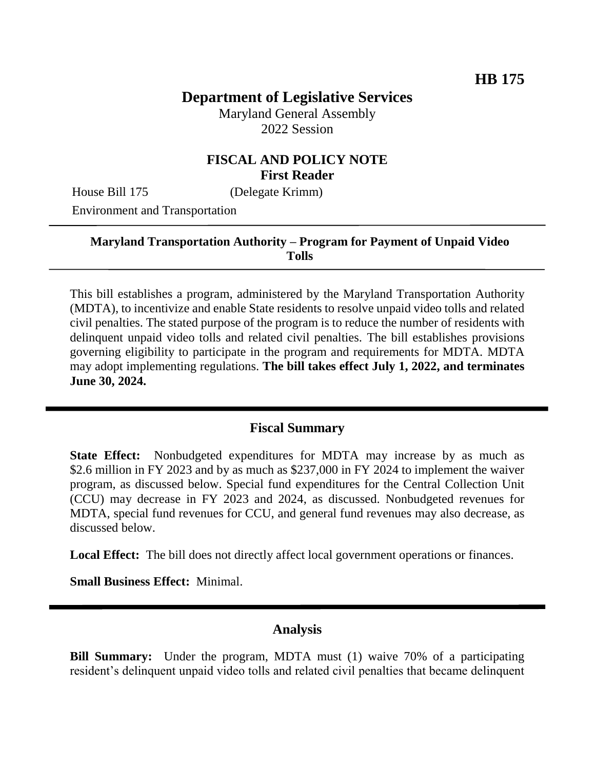**HB 175**

# Department of Legislative Services

Maryland General Assembly
2022 Session

## FISCAL AND POLICY NOTE
**First Reader**

House Bill 175 (Delegate Krimm)
Environment and Transportation

---

**Maryland Transportation Authority – Program for Payment of Unpaid Video Tolls**

---

This bill establishes a program, administered by the Maryland Transportation Authority (MDTA), to incentivize and enable State residents to resolve unpaid video tolls and related civil penalties. The stated purpose of the program is to reduce the number of residents with delinquent unpaid video tolls and related civil penalties. The bill establishes provisions governing eligibility to participate in the program and requirements for MDTA. MDTA may adopt implementing regulations. **The bill takes effect July 1, 2022, and terminates June 30, 2024.**

---

## Fiscal Summary

**State Effect:** Nonbudgeted expenditures for MDTA may increase by as much as \$2.6 million in FY 2023 and by as much as \$237,000 in FY 2024 to implement the waiver program, as discussed below. Special fund expenditures for the Central Collection Unit (CCU) may decrease in FY 2023 and 2024, as discussed. Nonbudgeted revenues for MDTA, special fund revenues for CCU, and general fund revenues may also decrease, as discussed below.

**Local Effect:** The bill does not directly affect local government operations or finances.

**Small Business Effect:** Minimal.

---

## Analysis

**Bill Summary:** Under the program, MDTA must (1) waive 70% of a participating resident's delinquent unpaid video tolls and related civil penalties that became delinquent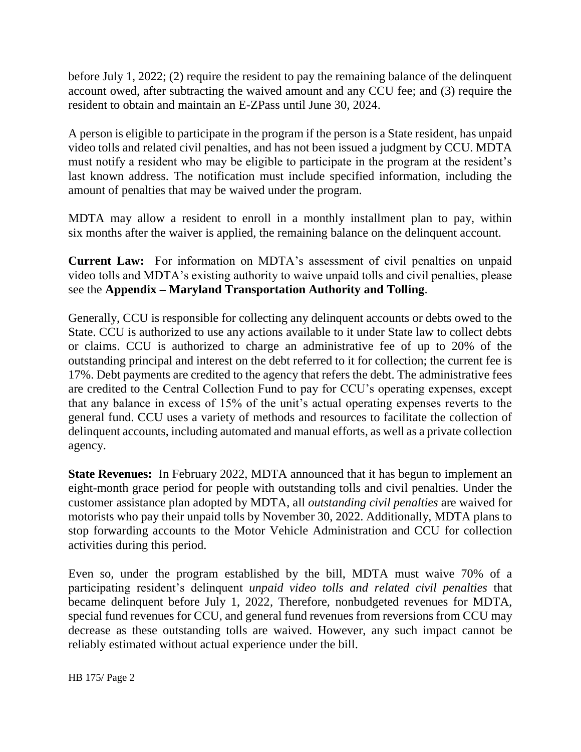before July 1, 2022; (2) require the resident to pay the remaining balance of the delinquent account owed, after subtracting the waived amount and any CCU fee; and (3) require the resident to obtain and maintain an E-ZPass until June 30, 2024.

A person is eligible to participate in the program if the person is a State resident, has unpaid video tolls and related civil penalties, and has not been issued a judgment by CCU. MDTA must notify a resident who may be eligible to participate in the program at the resident's last known address. The notification must include specified information, including the amount of penalties that may be waived under the program.

MDTA may allow a resident to enroll in a monthly installment plan to pay, within six months after the waiver is applied, the remaining balance on the delinquent account.

**Current Law:** For information on MDTA's assessment of civil penalties on unpaid video tolls and MDTA's existing authority to waive unpaid tolls and civil penalties, please see the **Appendix – Maryland Transportation Authority and Tolling**.

Generally, CCU is responsible for collecting any delinquent accounts or debts owed to the State. CCU is authorized to use any actions available to it under State law to collect debts or claims. CCU is authorized to charge an administrative fee of up to 20% of the outstanding principal and interest on the debt referred to it for collection; the current fee is 17%. Debt payments are credited to the agency that refers the debt. The administrative fees are credited to the Central Collection Fund to pay for CCU's operating expenses, except that any balance in excess of 15% of the unit's actual operating expenses reverts to the general fund. CCU uses a variety of methods and resources to facilitate the collection of delinquent accounts, including automated and manual efforts, as well as a private collection agency.

**State Revenues:** In February 2022, MDTA announced that it has begun to implement an eight-month grace period for people with outstanding tolls and civil penalties. Under the customer assistance plan adopted by MDTA, all *outstanding civil penalties* are waived for motorists who pay their unpaid tolls by November 30, 2022. Additionally, MDTA plans to stop forwarding accounts to the Motor Vehicle Administration and CCU for collection activities during this period.

Even so, under the program established by the bill, MDTA must waive 70% of a participating resident's delinquent *unpaid video tolls and related civil penalties* that became delinquent before July 1, 2022, Therefore, nonbudgeted revenues for MDTA, special fund revenues for CCU, and general fund revenues from reversions from CCU may decrease as these outstanding tolls are waived. However, any such impact cannot be reliably estimated without actual experience under the bill.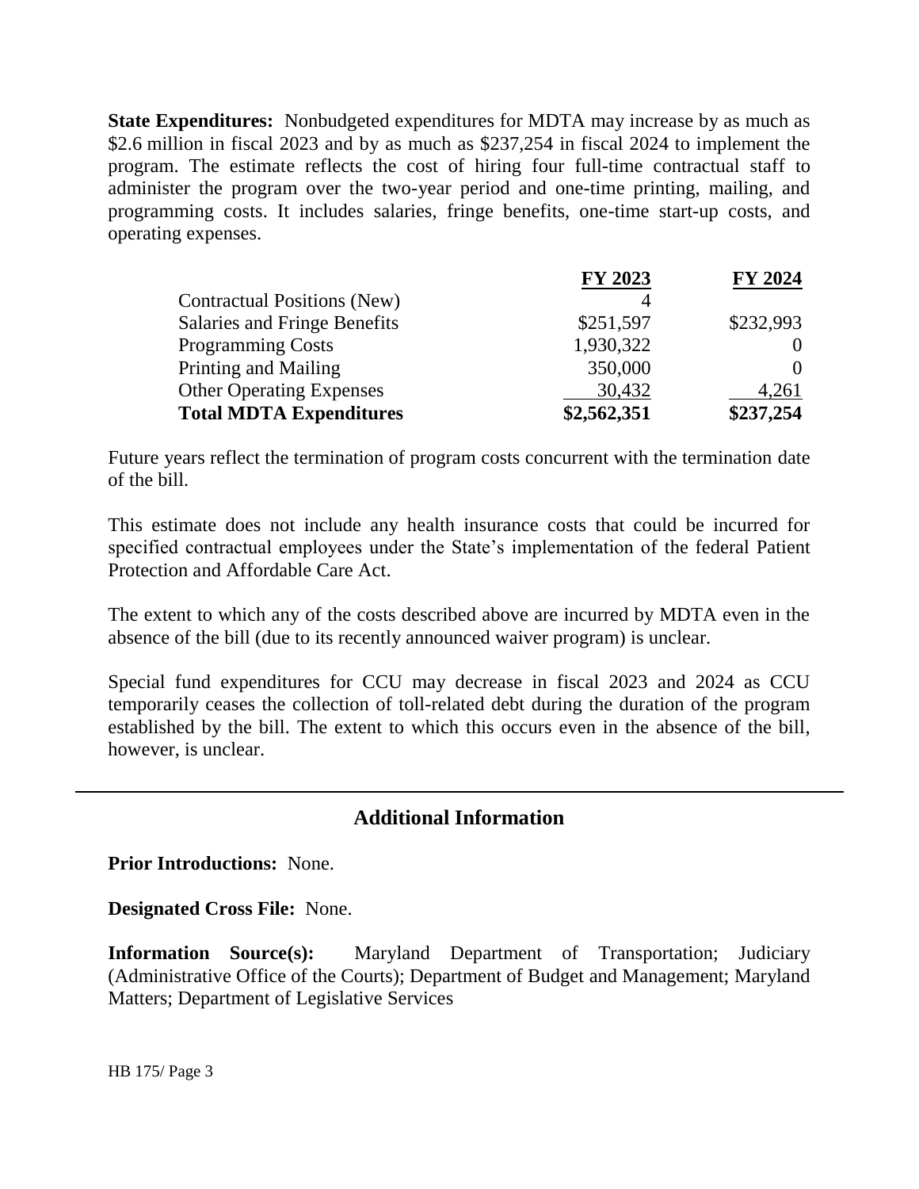**State Expenditures:** Nonbudgeted expenditures for MDTA may increase by as much as \$2.6 million in fiscal 2023 and by as much as \$237,254 in fiscal 2024 to implement the program. The estimate reflects the cost of hiring four full-time contractual staff to administer the program over the two-year period and one-time printing, mailing, and programming costs. It includes salaries, fringe benefits, one-time start-up costs, and operating expenses.

| | FY 2023 | FY 2024 |
|---|---|---|
| Contractual Positions (New) | 4 | |
| Salaries and Fringe Benefits | \$251,597 | \$232,993 |
| Programming Costs | 1,930,322 | 0 |
| Printing and Mailing | 350,000 | 0 |
| Other Operating Expenses | 30,432 | 4,261 |
| **Total MDTA Expenditures** | **\$2,562,351** | **\$237,254** |

Future years reflect the termination of program costs concurrent with the termination date of the bill.

This estimate does not include any health insurance costs that could be incurred for specified contractual employees under the State's implementation of the federal Patient Protection and Affordable Care Act.

The extent to which any of the costs described above are incurred by MDTA even in the absence of the bill (due to its recently announced waiver program) is unclear.

Special fund expenditures for CCU may decrease in fiscal 2023 and 2024 as CCU temporarily ceases the collection of toll-related debt during the duration of the program established by the bill. The extent to which this occurs even in the absence of the bill, however, is unclear.

## Additional Information

**Prior Introductions:** None.

**Designated Cross File:** None.

**Information Source(s):** Maryland Department of Transportation; Judiciary (Administrative Office of the Courts); Department of Budget and Management; Maryland Matters; Department of Legislative Services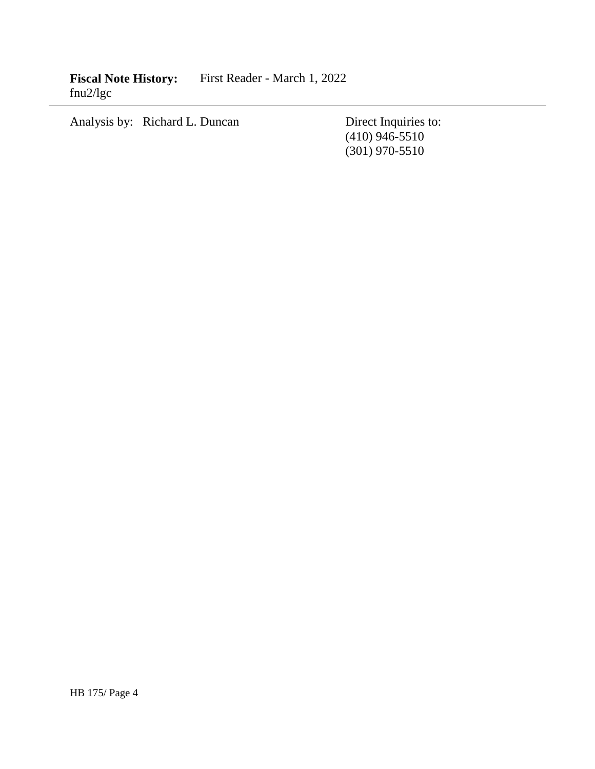**Fiscal Note History:** First Reader - March 1, 2022
fnu2/lgc

---

Analysis by: Richard L. Duncan

Direct Inquiries to:
(410) 946-5510
(301) 970-5510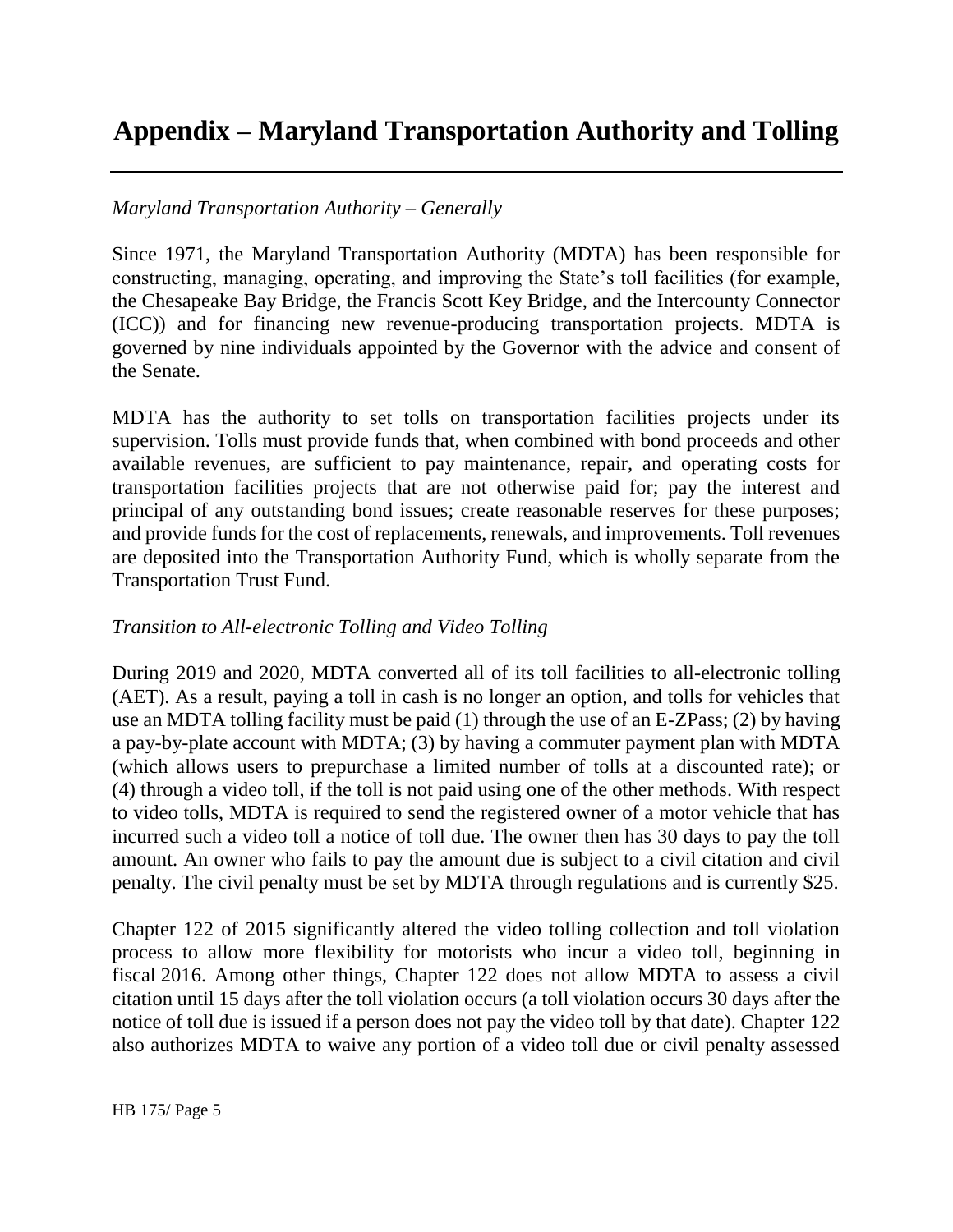# Appendix – Maryland Transportation Authority and Tolling

*Maryland Transportation Authority – Generally*

Since 1971, the Maryland Transportation Authority (MDTA) has been responsible for constructing, managing, operating, and improving the State's toll facilities (for example, the Chesapeake Bay Bridge, the Francis Scott Key Bridge, and the Intercounty Connector (ICC)) and for financing new revenue-producing transportation projects. MDTA is governed by nine individuals appointed by the Governor with the advice and consent of the Senate.

MDTA has the authority to set tolls on transportation facilities projects under its supervision. Tolls must provide funds that, when combined with bond proceeds and other available revenues, are sufficient to pay maintenance, repair, and operating costs for transportation facilities projects that are not otherwise paid for; pay the interest and principal of any outstanding bond issues; create reasonable reserves for these purposes; and provide funds for the cost of replacements, renewals, and improvements. Toll revenues are deposited into the Transportation Authority Fund, which is wholly separate from the Transportation Trust Fund.

*Transition to All-electronic Tolling and Video Tolling*

During 2019 and 2020, MDTA converted all of its toll facilities to all-electronic tolling (AET). As a result, paying a toll in cash is no longer an option, and tolls for vehicles that use an MDTA tolling facility must be paid (1) through the use of an E-ZPass; (2) by having a pay-by-plate account with MDTA; (3) by having a commuter payment plan with MDTA (which allows users to prepurchase a limited number of tolls at a discounted rate); or (4) through a video toll, if the toll is not paid using one of the other methods. With respect to video tolls, MDTA is required to send the registered owner of a motor vehicle that has incurred such a video toll a notice of toll due. The owner then has 30 days to pay the toll amount. An owner who fails to pay the amount due is subject to a civil citation and civil penalty. The civil penalty must be set by MDTA through regulations and is currently $25.

Chapter 122 of 2015 significantly altered the video tolling collection and toll violation process to allow more flexibility for motorists who incur a video toll, beginning in fiscal 2016. Among other things, Chapter 122 does not allow MDTA to assess a civil citation until 15 days after the toll violation occurs (a toll violation occurs 30 days after the notice of toll due is issued if a person does not pay the video toll by that date). Chapter 122 also authorizes MDTA to waive any portion of a video toll due or civil penalty assessed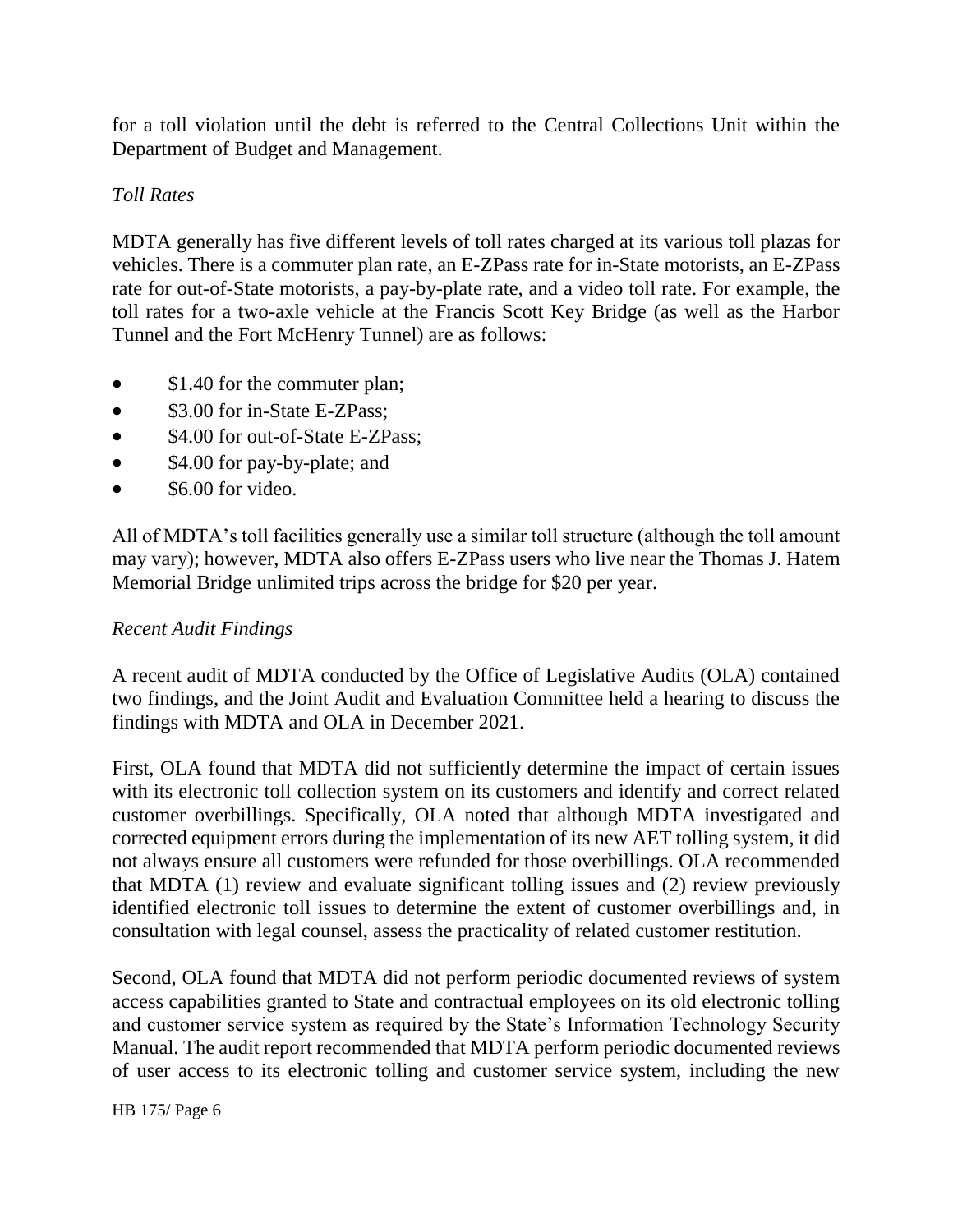for a toll violation until the debt is referred to the Central Collections Unit within the Department of Budget and Management.

*Toll Rates*

MDTA generally has five different levels of toll rates charged at its various toll plazas for vehicles. There is a commuter plan rate, an E-ZPass rate for in-State motorists, an E-ZPass rate for out-of-State motorists, a pay-by-plate rate, and a video toll rate. For example, the toll rates for a two-axle vehicle at the Francis Scott Key Bridge (as well as the Harbor Tunnel and the Fort McHenry Tunnel) are as follows:

- $1.40 for the commuter plan;
- $3.00 for in-State E-ZPass;
- $4.00 for out-of-State E-ZPass;
- $4.00 for pay-by-plate; and
- $6.00 for video.

All of MDTA's toll facilities generally use a similar toll structure (although the toll amount may vary); however, MDTA also offers E-ZPass users who live near the Thomas J. Hatem Memorial Bridge unlimited trips across the bridge for $20 per year.

*Recent Audit Findings*

A recent audit of MDTA conducted by the Office of Legislative Audits (OLA) contained two findings, and the Joint Audit and Evaluation Committee held a hearing to discuss the findings with MDTA and OLA in December 2021.

First, OLA found that MDTA did not sufficiently determine the impact of certain issues with its electronic toll collection system on its customers and identify and correct related customer overbillings. Specifically, OLA noted that although MDTA investigated and corrected equipment errors during the implementation of its new AET tolling system, it did not always ensure all customers were refunded for those overbillings. OLA recommended that MDTA (1) review and evaluate significant tolling issues and (2) review previously identified electronic toll issues to determine the extent of customer overbillings and, in consultation with legal counsel, assess the practicality of related customer restitution.

Second, OLA found that MDTA did not perform periodic documented reviews of system access capabilities granted to State and contractual employees on its old electronic tolling and customer service system as required by the State's Information Technology Security Manual. The audit report recommended that MDTA perform periodic documented reviews of user access to its electronic tolling and customer service system, including the new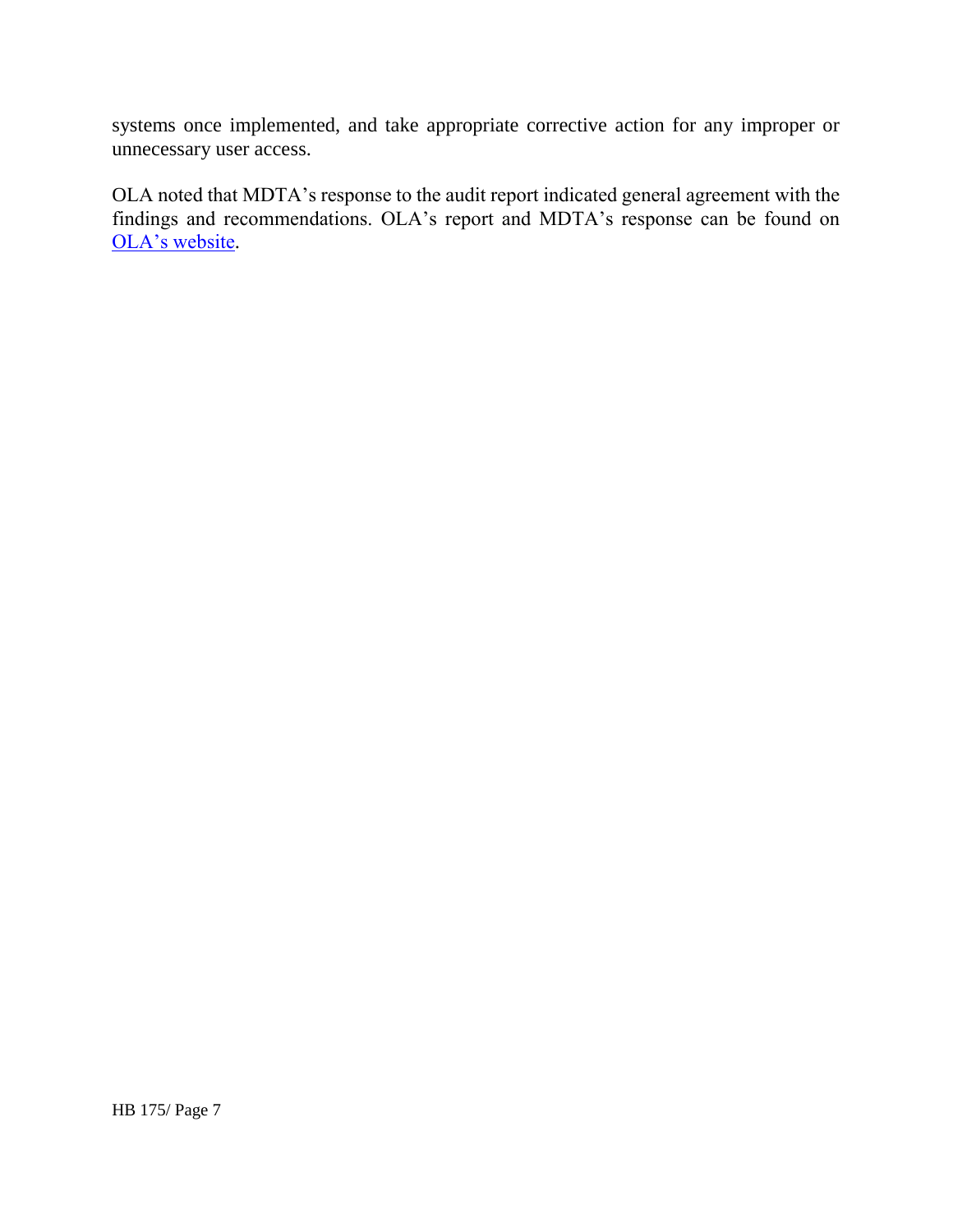systems once implemented, and take appropriate corrective action for any improper or unnecessary user access.

OLA noted that MDTA's response to the audit report indicated general agreement with the findings and recommendations. OLA's report and MDTA's response can be found on OLA's website.